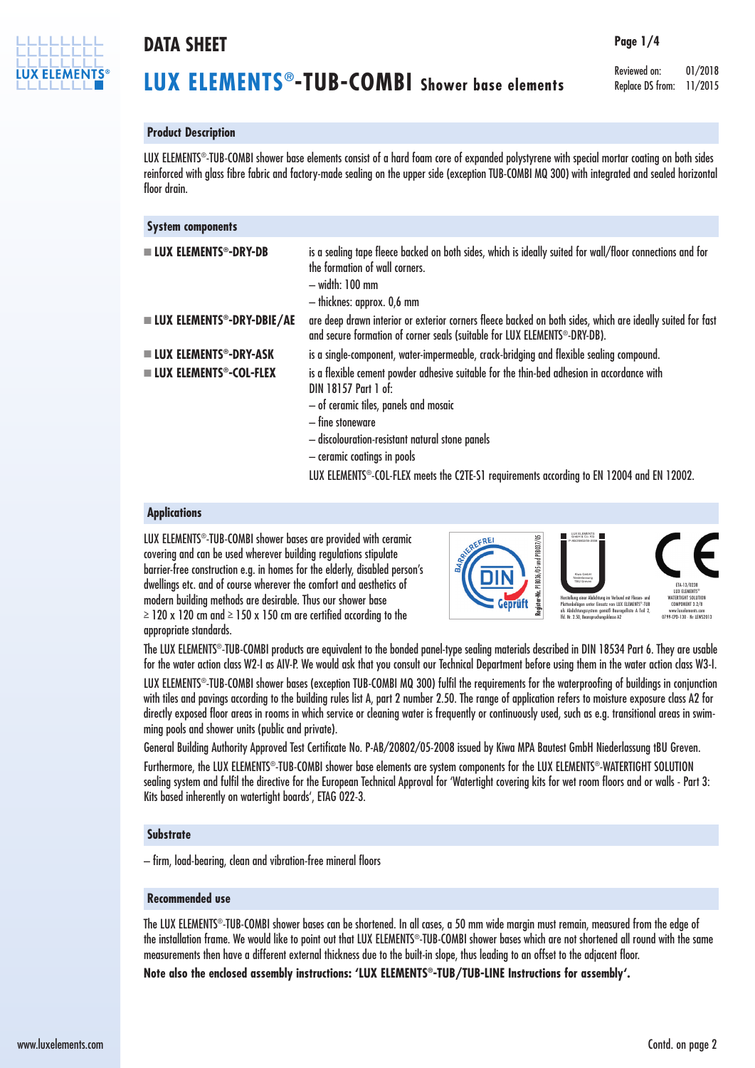# DATA SHEET

# LUX ELEMENTS®-TUB-COMBI Shower base elements

Reviewed on: 01/2018
Replace DS from: 11/2015

## Product Description

LUX ELEMENTS®-TUB-COMBI shower base elements consist of a hard foam core of expanded polystyrene with special mortar coating on both sides reinforced with glass fibre fabric and factory-made sealing on the upper side (exception TUB-COMBI MQ 300) with integrated and sealed horizontal floor drain.

## System components

- **LUX ELEMENTS®-DRY-DB** is a sealing tape fleece backed on both sides, which is ideally suited for wall/floor connections and for the formation of wall corners.
  – width: 100 mm
  – thicknes: approx. 0,6 mm
- **LUX ELEMENTS®-DRY-DBIE/AE** are deep drawn interior or exterior corners fleece backed on both sides, which are ideally suited for fast and secure formation of corner seals (suitable for LUX ELEMENTS®-DRY-DB).
- **LUX ELEMENTS®-DRY-ASK** is a single-component, water-impermeable, crack-bridging and flexible sealing compound.
- **LUX ELEMENTS®-COL-FLEX** is a flexible cement powder adhesive suitable for the thin-bed adhesion in accordance with DIN 18157 Part 1 of:
  – of ceramic tiles, panels and mosaic
  – fine stoneware
  – discolouration-resistant natural stone panels
  – ceramic coatings in pools

  LUX ELEMENTS®-COL-FLEX meets the C2TE-S1 requirements according to EN 12004 and EN 12002.

## Applications

LUX ELEMENTS®-TUB-COMBI shower bases are provided with ceramic covering and can be used wherever building regulations stipulate barrier-free construction e.g. in homes for the elderly, disabled person's dwellings etc. and of course wherever the comfort and aesthetics of modern building methods are desirable. Thus our shower base ≥ 120 x 120 cm and ≥ 150 x 150 cm are certified according to the appropriate standards.

The LUX ELEMENTS®-TUB-COMBI products are equivalent to the bonded panel-type sealing materials described in DIN 18534 Part 6. They are usable for the water action class W2-I as AIV-P. We would ask that you consult our Technical Department before using them in the water action class W3-I.

LUX ELEMENTS®-TUB-COMBI shower bases (exception TUB-COMBI MQ 300) fulfil the requirements for the waterproofing of buildings in conjunction with tiles and pavings according to the building rules list A, part 2 number 2.50. The range of application refers to moisture exposure class A2 for directly exposed floor areas in rooms in which service or cleaning water is frequently or continuously used, such as e.g. transitional areas in swimming pools and shower units (public and private).

General Building Authority Approved Test Certificate No. P-AB/20802/05-2008 issued by Kiwa MPA Bautest GmbH Niederlassung tBU Greven.

Furthermore, the LUX ELEMENTS®-TUB-COMBI shower base elements are system components for the LUX ELEMENTS®-WATERTIGHT SOLUTION sealing system and fulfil the directive for the European Technical Approval for 'Watertight covering kits for wet room floors and or walls - Part 3: Kits based inherently on watertight boards', ETAG 022-3.

## Substrate

– firm, load-bearing, clean and vibration-free mineral floors

## Recommended use

The LUX ELEMENTS®-TUB-COMBI shower bases can be shortened. In all cases, a 50 mm wide margin must remain, measured from the edge of the installation frame. We would like to point out that LUX ELEMENTS®-TUB-COMBI shower bases which are not shortened all round with the same measurements then have a different external thickness due to the built-in slope, thus leading to an offset to the adjacent floor.

**Note also the enclosed assembly instructions: 'LUX ELEMENTS®-TUB/TUB-LINE Instructions for assembly'.**

Contd. on page 2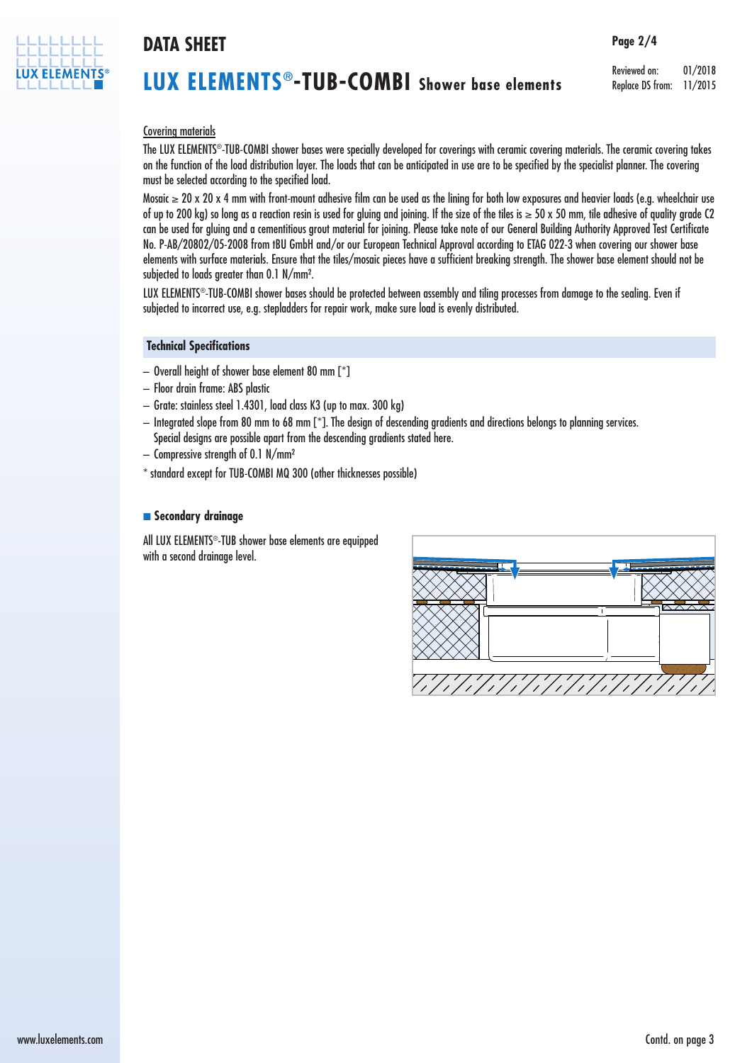Covering materials

The LUX ELEMENTS®-TUB-COMBI shower bases were specially developed for coverings with ceramic covering materials. The ceramic covering takes on the function of the load distribution layer. The loads that can be anticipated in use are to be specified by the specialist planner. The covering must be selected according to the specified load.

Mosaic ≥ 20 x 20 x 4 mm with front-mount adhesive film can be used as the lining for both low exposures and heavier loads (e.g. wheelchair use of up to 200 kg) so long as a reaction resin is used for gluing and joining. If the size of the tiles is ≥ 50 x 50 mm, tile adhesive of quality grade C2 can be used for gluing and a cementitious grout material for joining. Please take note of our General Building Authority Approved Test Certificate No. P-AB/20802/05-2008 from tBU GmbH and/or our European Technical Approval according to ETAG 022-3 when covering our shower base elements with surface materials. Ensure that the tiles/mosaic pieces have a sufficient breaking strength. The shower base element should not be subjected to loads greater than 0.1 N/mm².

LUX ELEMENTS®-TUB-COMBI shower bases should be protected between assembly and tiling processes from damage to the sealing. Even if subjected to incorrect use, e.g. stepladders for repair work, make sure load is evenly distributed.

## Technical Specifications

- Overall height of shower base element 80 mm [*]
- Floor drain frame: ABS plastic
- Grate: stainless steel 1.4301, load class K3 (up to max. 300 kg)
- Integrated slope from 80 mm to 68 mm [*]. The design of descending gradients and directions belongs to planning services. Special designs are possible apart from the descending gradients stated here.
- Compressive strength of 0.1 N/mm²

* standard except for TUB-COMBI MQ 300 (other thicknesses possible)

### Secondary drainage

All LUX ELEMENTS®-TUB shower base elements are equipped with a second drainage level.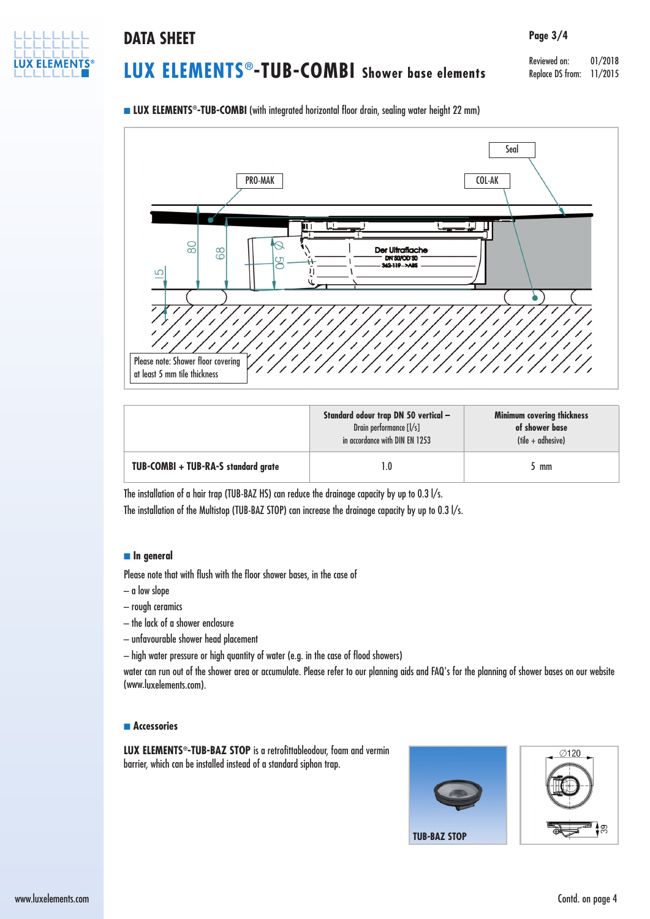# DATA SHEET

## LUX ELEMENTS®-TUB-COMBI Shower base elements

Reviewed on: 01/2018
Replace DS from: 11/2015

■ **LUX ELEMENTS®-TUB-COMBI** (with integrated horizontal floor drain, sealing water height 22 mm)

Seal

PRO-MAK

COL-AK

80

68

Ø 50

15

Der Ultraflache DN 50/OD 50 362-119 >ABS

Please note: Shower floor covering at least 5 mm tile thickness

| | Standard odour trap DN 50 vertical – Drain performance [l/s] in accordance with DIN EN 1253 | Minimum covering thickness of shower base (tile + adhesive) |
|---|---|---|
| **TUB-COMBI + TUB-RA-S standard grate** | 1.0 | 5 mm |

The installation of a hair trap (TUB-BAZ HS) can reduce the drainage capacity by up to 0.3 l/s.
The installation of the Multistop (TUB-BAZ STOP) can increase the drainage capacity by up to 0.3 l/s.

■ **In general**

Please note that with flush with the floor shower bases, in the case of

– a low slope
– rough ceramics
– the lack of a shower enclosure
– unfavourable shower head placement
– high water pressure or high quantity of water (e.g. in the case of flood showers)

water can run out of the shower area or accumulate. Please refer to our planning aids and FAQ's for the planning of shower bases on our website (www.luxelements.com).

■ **Accessories**

**LUX ELEMENTS®-TUB-BAZ STOP** is a retrofittableodour, foam and vermin barrier, which can be installed instead of a standard siphon trap.

TUB-BAZ STOP

∅120

39

Contd. on page 4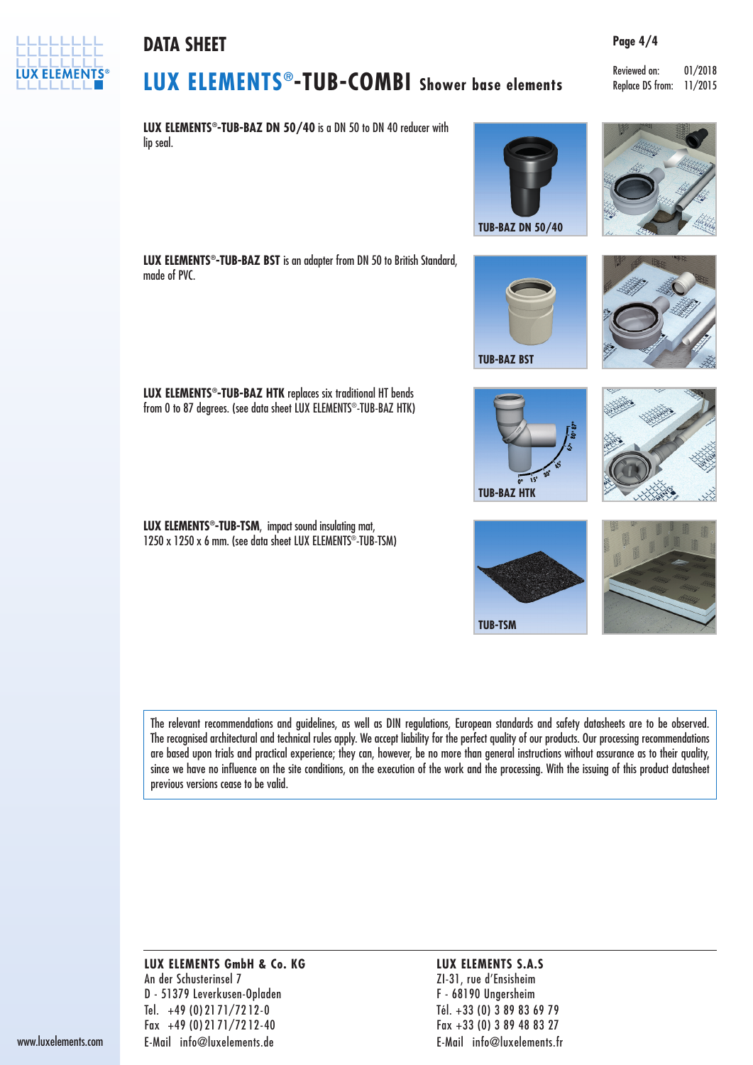# DATA SHEET

## LUX ELEMENTS®-TUB-COMBI Shower base elements

Reviewed on: 01/2018
Replace DS from: 11/2015

**LUX ELEMENTS®-TUB-BAZ DN 50/40** is a DN 50 to DN 40 reducer with lip seal.

TUB-BAZ DN 50/40

**LUX ELEMENTS®-TUB-BAZ BST** is an adapter from DN 50 to British Standard, made of PVC.

TUB-BAZ BST

**LUX ELEMENTS®-TUB-BAZ HTK** replaces six traditional HT bends from 0 to 87 degrees. (see data sheet LUX ELEMENTS®-TUB-BAZ HTK)

TUB-BAZ HTK

**LUX ELEMENTS®-TUB-TSM**, impact sound insulating mat, 1250 x 1250 x 6 mm. (see data sheet LUX ELEMENTS®-TUB-TSM)

TUB-TSM

The relevant recommendations and guidelines, as well as DIN regulations, European standards and safety datasheets are to be observed. The recognised architectural and technical rules apply. We accept liability for the perfect quality of our products. Our processing recommendations are based upon trials and practical experience; they can, however, be no more than general instructions without assurance as to their quality, since we have no influence on the site conditions, on the execution of the work and the processing. With the issuing of this product datasheet previous versions cease to be valid.

**LUX ELEMENTS GmbH & Co. KG**
An der Schusterinsel 7
D - 51379 Leverkusen-Opladen
Tel. +49 (0) 21 71/72 12-0
Fax +49 (0) 21 71/72 12-40
E-Mail info@luxelements.de

**LUX ELEMENTS S.A.S**
ZI-31, rue d'Ensisheim
F - 68190 Ungersheim
Tél. +33 (0) 3 89 83 69 79
Fax +33 (0) 3 89 48 83 27
E-Mail info@luxelements.fr

www.luxelements.com